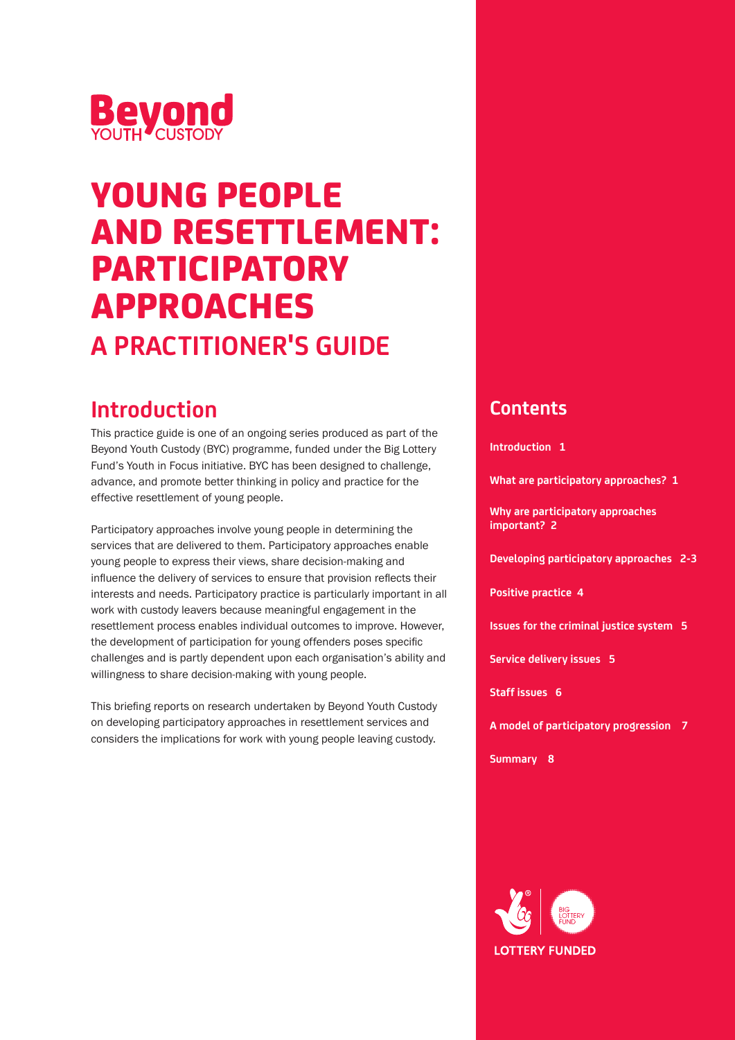Beyond YOUTH CUSTODY

# YOUNG PEOPLE AND RESETTLEMENT: PARTICIPATORY APPROACHES

## A PRACTITIONER'S GUIDE

## Introduction

This practice guide is one of an ongoing series produced as part of the Beyond Youth Custody (BYC) programme, funded under the Big Lottery Fund's Youth in Focus initiative. BYC has been designed to challenge, advance, and promote better thinking in policy and practice for the effective resettlement of young people.

Participatory approaches involve young people in determining the services that are delivered to them. Participatory approaches enable young people to express their views, share decision-making and influence the delivery of services to ensure that provision reflects their interests and needs. Participatory practice is particularly important in all work with custody leavers because meaningful engagement in the resettlement process enables individual outcomes to improve. However, the development of participation for young offenders poses specific challenges and is partly dependent upon each organisation's ability and willingness to share decision-making with young people.

This briefing reports on research undertaken by Beyond Youth Custody on developing participatory approaches in resettlement services and considers the implications for work with young people leaving custody.

## Contents

**Introduction 1**

**What are participatory approaches? 1**

**Why are participatory approaches important? 2**

**Developing participatory approaches 2-3**

**Positive practice 4**

**Issues for the criminal justice system 5**

**Service delivery issues 5**

**Staff issues 6**

**A model of participatory progression 7**

**Summary 8**

BIG LOTTERY FUND

LOTTERY FUNDED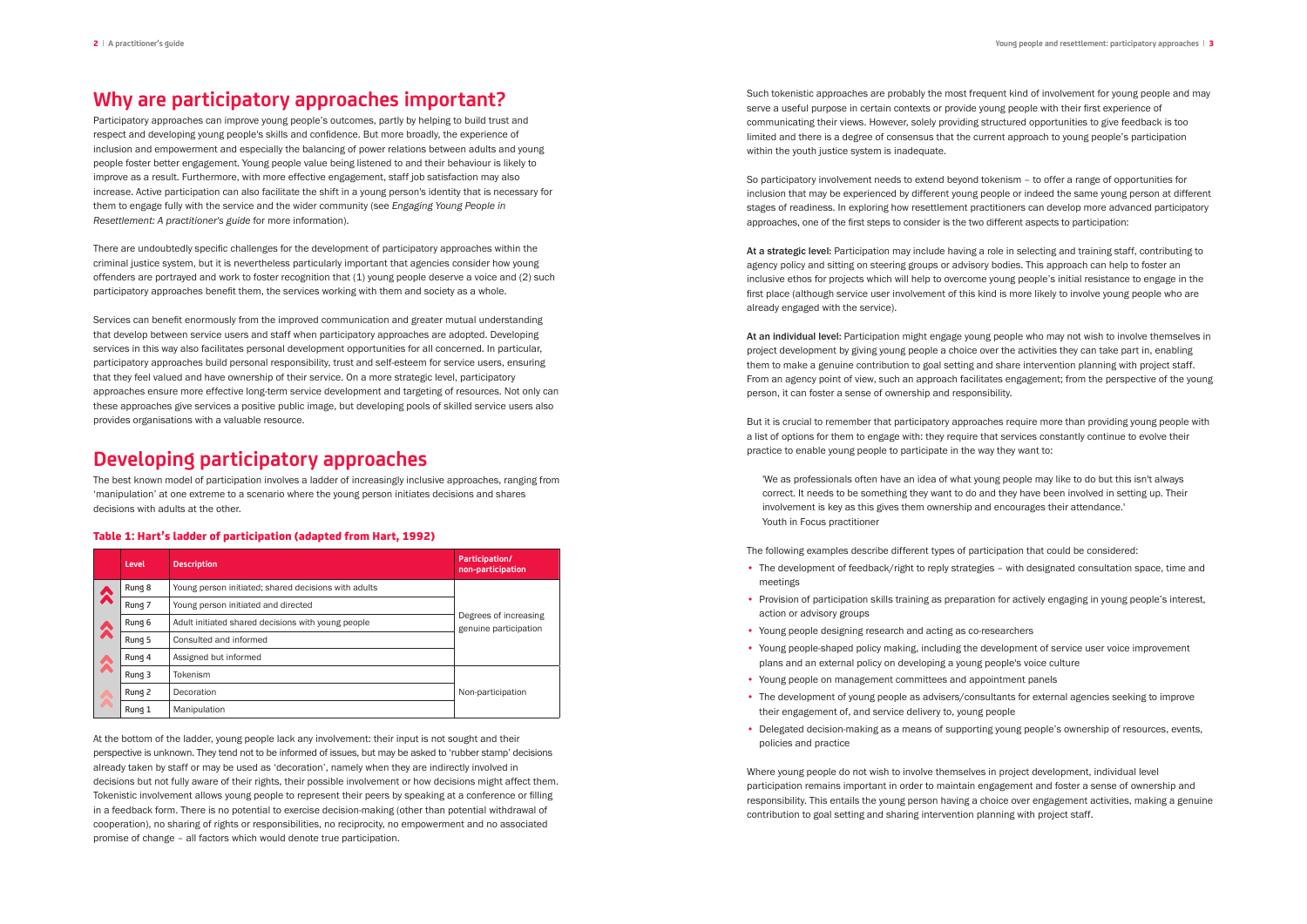## Why are participatory approaches important?

Participatory approaches can improve young people's outcomes, partly by helping to build trust and respect and developing young people's skills and confidence. But more broadly, the experience of inclusion and empowerment and especially the balancing of power relations between adults and young people foster better engagement. Young people value being listened to and their behaviour is likely to improve as a result. Furthermore, with more effective engagement, staff job satisfaction may also increase. Active participation can also facilitate the shift in a young person's identity that is necessary for them to engage fully with the service and the wider community (see *Engaging Young People in Resettlement: A practitioner's guide* for more information).

There are undoubtedly specific challenges for the development of participatory approaches within the criminal justice system, but it is nevertheless particularly important that agencies consider how young offenders are portrayed and work to foster recognition that (1) young people deserve a voice and (2) such participatory approaches benefit them, the services working with them and society as a whole.

Services can benefit enormously from the improved communication and greater mutual understanding that develop between service users and staff when participatory approaches are adopted. Developing services in this way also facilitates personal development opportunities for all concerned. In particular, participatory approaches build personal responsibility, trust and self-esteem for service users, ensuring that they feel valued and have ownership of their service. On a more strategic level, participatory approaches ensure more effective long-term service development and targeting of resources. Not only can these approaches give services a positive public image, but developing pools of skilled service users also provides organisations with a valuable resource.

## Developing participatory approaches

The best known model of participation involves a ladder of increasingly inclusive approaches, ranging from 'manipulation' at one extreme to a scenario where the young person initiates decisions and shares decisions with adults at the other.

### Table 1: Hart's ladder of participation (adapted from Hart, 1992)

| Level | Description | Participation/ non-participation |
|---|---|---|
| Rung 8 | Young person initiated; shared decisions with adults | Degrees of increasing genuine participation |
| Rung 7 | Young person initiated and directed | |
| Rung 6 | Adult initiated shared decisions with young people | |
| Rung 5 | Consulted and informed | |
| Rung 4 | Assigned but informed | |
| Rung 3 | Tokenism | Non-participation |
| Rung 2 | Decoration | |
| Rung 1 | Manipulation | |

At the bottom of the ladder, young people lack any involvement: their input is not sought and their perspective is unknown. They tend not to be informed of issues, but may be asked to 'rubber stamp' decisions already taken by staff or may be used as 'decoration', namely when they are indirectly involved in decisions but not fully aware of their rights, their possible involvement or how decisions might affect them. Tokenistic involvement allows young people to represent their peers by speaking at a conference or filling in a feedback form. There is no potential to exercise decision-making (other than potential withdrawal of cooperation), no sharing of rights or responsibilities, no reciprocity, no empowerment and no associated promise of change – all factors which would denote true participation.

Such tokenistic approaches are probably the most frequent kind of involvement for young people and may serve a useful purpose in certain contexts or provide young people with their first experience of communicating their views. However, solely providing structured opportunities to give feedback is too limited and there is a degree of consensus that the current approach to young people's participation within the youth justice system is inadequate.

So participatory involvement needs to extend beyond tokenism – to offer a range of opportunities for inclusion that may be experienced by different young people or indeed the same young person at different stages of readiness. In exploring how resettlement practitioners can develop more advanced participatory approaches, one of the first steps to consider is the two different aspects to participation:

**At a strategic level:** Participation may include having a role in selecting and training staff, contributing to agency policy and sitting on steering groups or advisory bodies. This approach can help to foster an inclusive ethos for projects which will help to overcome young people's initial resistance to engage in the first place (although service user involvement of this kind is more likely to involve young people who are already engaged with the service).

**At an individual level:** Participation might engage young people who may not wish to involve themselves in project development by giving young people a choice over the activities they can take part in, enabling them to make a genuine contribution to goal setting and share intervention planning with project staff. From an agency point of view, such an approach facilitates engagement; from the perspective of the young person, it can foster a sense of ownership and responsibility.

But it is crucial to remember that participatory approaches require more than providing young people with a list of options for them to engage with: they require that services constantly continue to evolve their practice to enable young people to participate in the way they want to:

> 'We as professionals often have an idea of what young people may like to do but this isn't always correct. It needs to be something they want to do and they have been involved in setting up. Their involvement is key as this gives them ownership and encourages their attendance.'
> Youth in Focus practitioner

The following examples describe different types of participation that could be considered:

- The development of feedback/right to reply strategies – with designated consultation space, time and meetings
- Provision of participation skills training as preparation for actively engaging in young people's interest, action or advisory groups
- Young people designing research and acting as co-researchers
- Young people-shaped policy making, including the development of service user voice improvement plans and an external policy on developing a young people's voice culture
- Young people on management committees and appointment panels
- The development of young people as advisers/consultants for external agencies seeking to improve their engagement of, and service delivery to, young people
- Delegated decision-making as a means of supporting young people's ownership of resources, events, policies and practice

Where young people do not wish to involve themselves in project development, individual level participation remains important in order to maintain engagement and foster a sense of ownership and responsibility. This entails the young person having a choice over engagement activities, making a genuine contribution to goal setting and sharing intervention planning with project staff.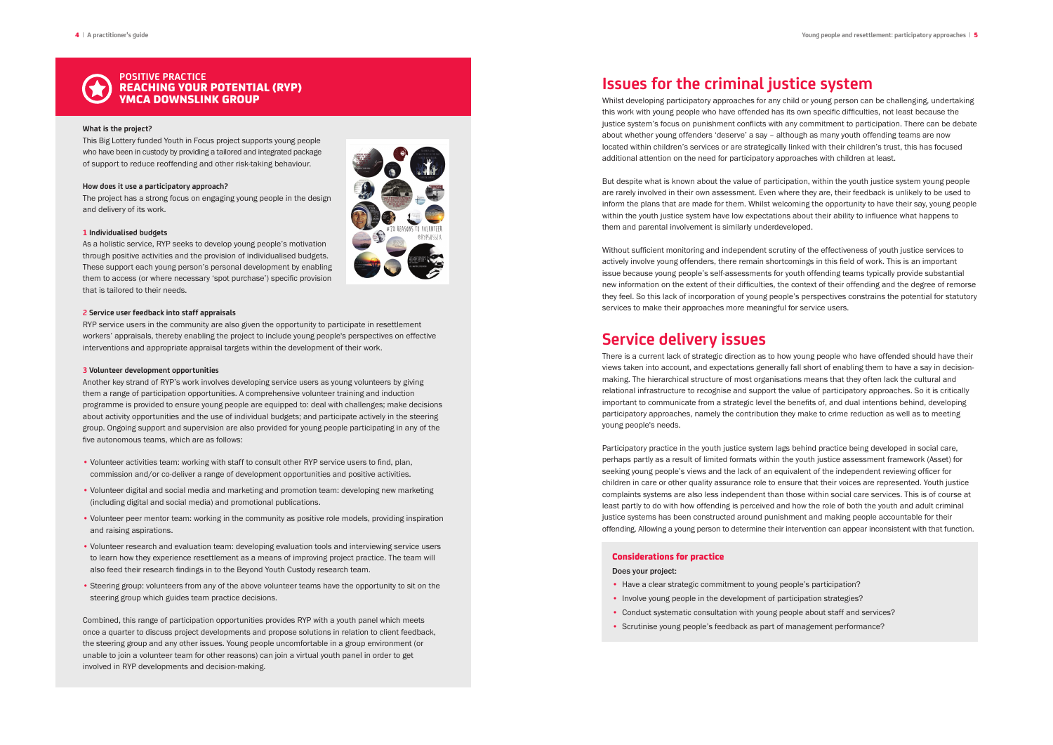## POSITIVE PRACTICE
## REACHING YOUR POTENTIAL (RYP)
## YMCA DOWNSLINK GROUP

**What is the project?**

This Big Lottery funded Youth in Focus project supports young people who have been in custody by providing a tailored and integrated package of support to reduce reoffending and other risk-taking behaviour.

**How does it use a participatory approach?**

The project has a strong focus on engaging young people in the design and delivery of its work.

**1 Individualised budgets**

As a holistic service, RYP seeks to develop young people's motivation through positive activities and the provision of individualised budgets. These support each young person's personal development by enabling them to access (or where necessary 'spot purchase') specific provision that is tailored to their needs.

**2 Service user feedback into staff appraisals**

RYP service users in the community are also given the opportunity to participate in resettlement workers' appraisals, thereby enabling the project to include young people's perspectives on effective interventions and appropriate appraisal targets within the development of their work.

**3 Volunteer development opportunities**

Another key strand of RYP's work involves developing service users as young volunteers by giving them a range of participation opportunities. A comprehensive volunteer training and induction programme is provided to ensure young people are equipped to: deal with challenges; make decisions about activity opportunities and the use of individual budgets; and participate actively in the steering group. Ongoing support and supervision are also provided for young people participating in any of the five autonomous teams, which are as follows:

- Volunteer activities team: working with staff to consult other RYP service users to find, plan, commission and/or co-deliver a range of development opportunities and positive activities.
- Volunteer digital and social media and marketing and promotion team: developing new marketing (including digital and social media) and promotional publications.
- Volunteer peer mentor team: working in the community as positive role models, providing inspiration and raising aspirations.
- Volunteer research and evaluation team: developing evaluation tools and interviewing service users to learn how they experience resettlement as a means of improving project practice. The team will also feed their research findings in to the Beyond Youth Custody research team.
- Steering group: volunteers from any of the above volunteer teams have the opportunity to sit on the steering group which guides team practice decisions.

Combined, this range of participation opportunities provides RYP with a youth panel which meets once a quarter to discuss project developments and propose solutions in relation to client feedback, the steering group and any other issues. Young people uncomfortable in a group environment (or unable to join a volunteer team for other reasons) can join a virtual youth panel in order to get involved in RYP developments and decision-making.

# Issues for the criminal justice system

Whilst developing participatory approaches for any child or young person can be challenging, undertaking this work with young people who have offended has its own specific difficulties, not least because the justice system's focus on punishment conflicts with any commitment to participation. There can be debate about whether young offenders 'deserve' a say – although as many youth offending teams are now located within children's services or are strategically linked with their children's trust, this has focused additional attention on the need for participatory approaches with children at least.

But despite what is known about the value of participation, within the youth justice system young people are rarely involved in their own assessment. Even where they are, their feedback is unlikely to be used to inform the plans that are made for them. Whilst welcoming the opportunity to have their say, young people within the youth justice system have low expectations about their ability to influence what happens to them and parental involvement is similarly underdeveloped.

Without sufficient monitoring and independent scrutiny of the effectiveness of youth justice services to actively involve young offenders, there remain shortcomings in this field of work. This is an important issue because young people's self-assessments for youth offending teams typically provide substantial new information on the extent of their difficulties, the context of their offending and the degree of remorse they feel. So this lack of incorporation of young people's perspectives constrains the potential for statutory services to make their approaches more meaningful for service users.

# Service delivery issues

There is a current lack of strategic direction as to how young people who have offended should have their views taken into account, and expectations generally fall short of enabling them to have a say in decision-making. The hierarchical structure of most organisations means that they often lack the cultural and relational infrastructure to recognise and support the value of participatory approaches. So it is critically important to communicate from a strategic level the benefits of, and dual intentions behind, developing participatory approaches, namely the contribution they make to crime reduction as well as to meeting young people's needs.

Participatory practice in the youth justice system lags behind practice being developed in social care, perhaps partly as a result of limited formats within the youth justice assessment framework (Asset) for seeking young people's views and the lack of an equivalent of the independent reviewing officer for children in care or other quality assurance role to ensure that their voices are represented. Youth justice complaints systems are also less independent than those within social care services. This is of course at least partly to do with how offending is perceived and how the role of both the youth and adult criminal justice systems has been constructed around punishment and making people accountable for their offending. Allowing a young person to determine their intervention can appear inconsistent with that function.

### Considerations for practice

**Does your project:**

- Have a clear strategic commitment to young people's participation?
- Involve young people in the development of participation strategies?
- Conduct systematic consultation with young people about staff and services?
- Scrutinise young people's feedback as part of management performance?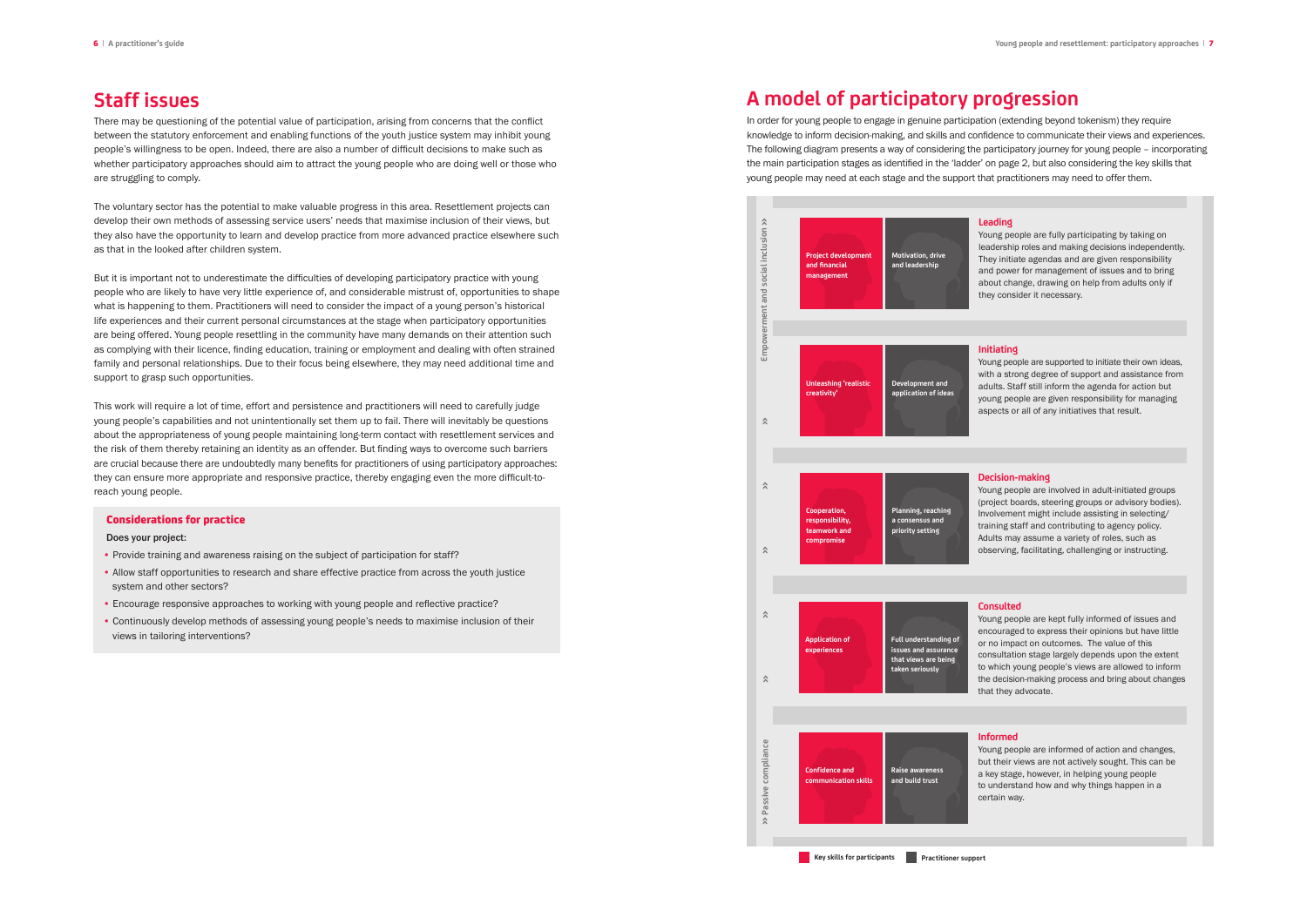## Staff issues

There may be questioning of the potential value of participation, arising from concerns that the conflict between the statutory enforcement and enabling functions of the youth justice system may inhibit young people's willingness to be open. Indeed, there are also a number of difficult decisions to make such as whether participatory approaches should aim to attract the young people who are doing well or those who are struggling to comply.

The voluntary sector has the potential to make valuable progress in this area. Resettlement projects can develop their own methods of assessing service users' needs that maximise inclusion of their views, but they also have the opportunity to learn and develop practice from more advanced practice elsewhere such as that in the looked after children system.

But it is important not to underestimate the difficulties of developing participatory practice with young people who are likely to have very little experience of, and considerable mistrust of, opportunities to shape what is happening to them. Practitioners will need to consider the impact of a young person's historical life experiences and their current personal circumstances at the stage when participatory opportunities are being offered. Young people resettling in the community have many demands on their attention such as complying with their licence, finding education, training or employment and dealing with often strained family and personal relationships. Due to their focus being elsewhere, they may need additional time and support to grasp such opportunities.

This work will require a lot of time, effort and persistence and practitioners will need to carefully judge young people's capabilities and not unintentionally set them up to fail. There will inevitably be questions about the appropriateness of young people maintaining long-term contact with resettlement services and the risk of them thereby retaining an identity as an offender. But finding ways to overcome such barriers are crucial because there are undoubtedly many benefits for practitioners of using participatory approaches: they can ensure more appropriate and responsive practice, thereby engaging even the more difficult-to-reach young people.

### Considerations for practice

**Does your project:**

- Provide training and awareness raising on the subject of participation for staff?
- Allow staff opportunities to research and share effective practice from across the youth justice system and other sectors?
- Encourage responsive approaches to working with young people and reflective practice?
- Continuously develop methods of assessing young people's needs to maximise inclusion of their views in tailoring interventions?

## A model of participatory progression

In order for young people to engage in genuine participation (extending beyond tokenism) they require knowledge to inform decision-making, and skills and confidence to communicate their views and experiences. The following diagram presents a way of considering the participatory journey for young people – incorporating the main participation stages as identified in the 'ladder' on page 2, but also considering the key skills that young people may need at each stage and the support that practitioners may need to offer them.

>> Passive compliance >> Empowerment and social inclusion >>

| Stage | Key skills for participants | Practitioner support | Description |
|---|---|---|---|
| **Leading** | Project development and financial management | Motivation, drive and leadership | Young people are fully participating by taking on leadership roles and making decisions independently. They initiate agendas and are given responsibility and power for management of issues and to bring about change, drawing on help from adults only if they consider it necessary. |
| **Initiating** | Unleashing 'realistic creativity' | Development and application of ideas | Young people are supported to initiate their own ideas, with a strong degree of support and assistance from adults. Staff still inform the agenda for action but young people are given responsibility for managing aspects or all of any initiatives that result. |
| **Decision-making** | Cooperation, responsibility, teamwork and compromise | Planning, reaching a consensus and priority setting | Young people are involved in adult-initiated groups (project boards, steering groups or advisory bodies). Involvement might include assisting in selecting/training staff and contributing to agency policy. Adults may assume a variety of roles, such as observing, facilitating, challenging or instructing. |
| **Consulted** | Application of experiences | Full understanding of issues and assurance that views are being taken seriously | Young people are kept fully informed of issues and encouraged to express their opinions but have little or no impact on outcomes. The value of this consultation stage largely depends upon the extent to which young people's views are allowed to inform the decision-making process and bring about changes that they advocate. |
| **Informed** | Confidence and communication skills | Raise awareness and build trust | Young people are informed of action and changes, but their views are not actively sought. This can be a key stage, however, in helping young people to understand how and why things happen in a certain way. |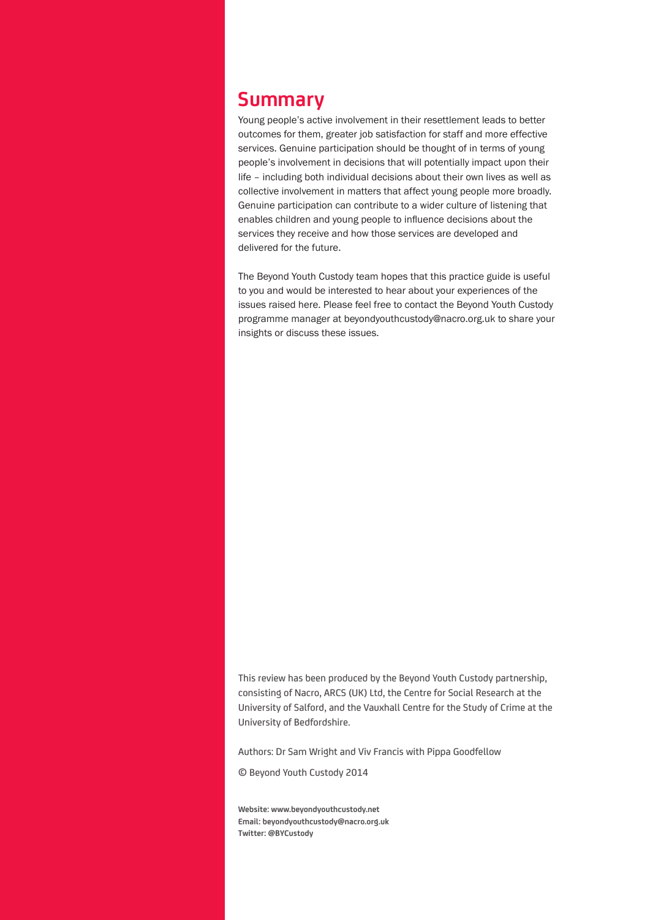# Summary

Young people's active involvement in their resettlement leads to better outcomes for them, greater job satisfaction for staff and more effective services. Genuine participation should be thought of in terms of young people's involvement in decisions that will potentially impact upon their life – including both individual decisions about their own lives as well as collective involvement in matters that affect young people more broadly. Genuine participation can contribute to a wider culture of listening that enables children and young people to influence decisions about the services they receive and how those services are developed and delivered for the future.

The Beyond Youth Custody team hopes that this practice guide is useful to you and would be interested to hear about your experiences of the issues raised here. Please feel free to contact the Beyond Youth Custody programme manager at beyondyouthcustody@nacro.org.uk to share your insights or discuss these issues.

This review has been produced by the Beyond Youth Custody partnership, consisting of Nacro, ARCS (UK) Ltd, the Centre for Social Research at the University of Salford, and the Vauxhall Centre for the Study of Crime at the University of Bedfordshire.

Authors: Dr Sam Wright and Viv Francis with Pippa Goodfellow

© Beyond Youth Custody 2014

**Website: www.beyondyouthcustody.net**
**Email: beyondyouthcustody@nacro.org.uk**
**Twitter: @BYCustody**